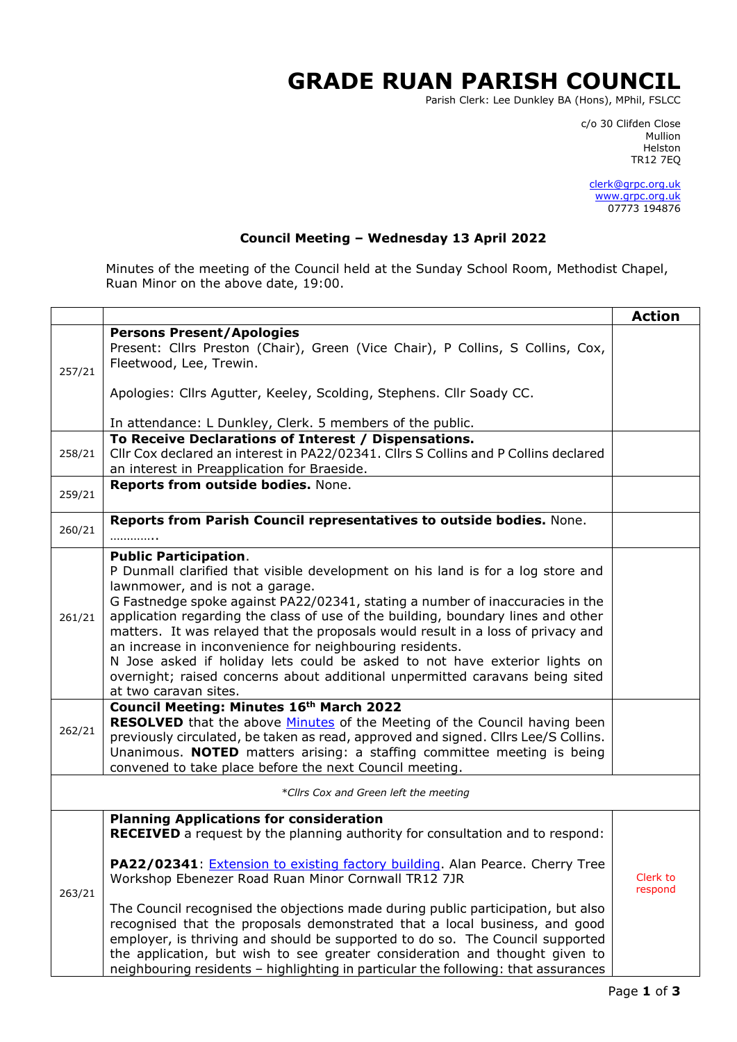# GRADE RUAN PARISH COUNCIL

Parish Clerk: Lee Dunkley BA (Hons), MPhil, FSLCC

c/o 30 Clifden Close
Mullion
Helston
TR12 7EQ

clerk@grpc.org.uk
www.grpc.org.uk
07773 194876

**Council Meeting – Wednesday 13 April 2022**

Minutes of the meeting of the Council held at the Sunday School Room, Methodist Chapel, Ruan Minor on the above date, 19:00.

| | | **Action** |
|---|---|---|
| 257/21 | **Persons Present/Apologies**<br>Present: Cllrs Preston (Chair), Green (Vice Chair), P Collins, S Collins, Cox, Fleetwood, Lee, Trewin.<br><br>Apologies: Cllrs Agutter, Keeley, Scolding, Stephens. Cllr Soady CC.<br><br>In attendance: L Dunkley, Clerk. 5 members of the public. | |
| 258/21 | **To Receive Declarations of Interest / Dispensations.**<br>Cllr Cox declared an interest in PA22/02341. Cllrs S Collins and P Collins declared an interest in Preapplication for Braeside. | |
| 259/21 | **Reports from outside bodies.** None. | |
| 260/21 | **Reports from Parish Council representatives to outside bodies.** None. ………….. | |
| 261/21 | **Public Participation**.<br>P Dunmall clarified that visible development on his land is for a log store and lawnmower, and is not a garage.<br>G Fastnedge spoke against PA22/02341, stating a number of inaccuracies in the application regarding the class of use of the building, boundary lines and other matters. It was relayed that the proposals would result in a loss of privacy and an increase in inconvenience for neighbouring residents.<br>N Jose asked if holiday lets could be asked to not have exterior lights on overnight; raised concerns about additional unpermitted caravans being sited at two caravan sites. | |
| 262/21 | **Council Meeting: Minutes 16th March 2022**<br>**RESOLVED** that the above Minutes of the Meeting of the Council having been previously circulated, be taken as read, approved and signed. Cllrs Lee/S Collins. Unanimous. **NOTED** matters arising: a staffing committee meeting is being convened to take place before the next Council meeting. | |
| | *\*Cllrs Cox and Green left the meeting* | |
| 263/21 | **Planning Applications for consideration**<br>**RECEIVED** a request by the planning authority for consultation and to respond:<br><br>**PA22/02341**: Extension to existing factory building. Alan Pearce. Cherry Tree Workshop Ebenezer Road Ruan Minor Cornwall TR12 7JR<br><br>The Council recognised the objections made during public participation, but also recognised that the proposals demonstrated that a local business, and good employer, is thriving and should be supported to do so. The Council supported the application, but wish to see greater consideration and thought given to neighbouring residents – highlighting in particular the following: that assurances | Clerk to respond |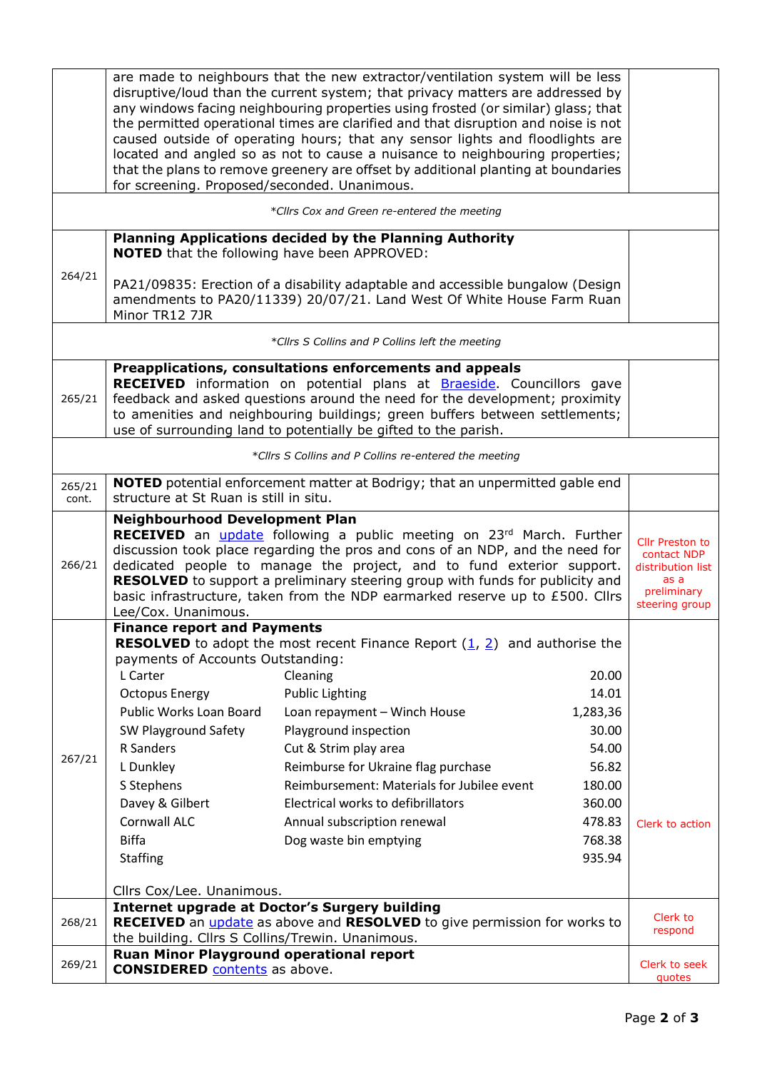| | | |
|---|---|---|
| | are made to neighbours that the new extractor/ventilation system will be less disruptive/loud than the current system; that privacy matters are addressed by any windows facing neighbouring properties using frosted (or similar) glass; that the permitted operational times are clarified and that disruption and noise is not caused outside of operating hours; that any sensor lights and floodlights are located and angled so as not to cause a nuisance to neighbouring properties; that the plans to remove greenery are offset by additional planting at boundaries for screening. Proposed/seconded. Unanimous. | |
| | *\*Cllrs Cox and Green re-entered the meeting* | |
| 264/21 | **Planning Applications decided by the Planning Authority**<br>**NOTED** that the following have been APPROVED:<br><br>PA21/09835: Erection of a disability adaptable and accessible bungalow (Design amendments to PA20/11339) 20/07/21. Land West Of White House Farm Ruan Minor TR12 7JR | |
| | *\*Cllrs S Collins and P Collins left the meeting* | |
| 265/21 | **Preapplications, consultations enforcements and appeals**<br>**RECEIVED** information on potential plans at Braeside. Councillors gave feedback and asked questions around the need for the development; proximity to amenities and neighbouring buildings; green buffers between settlements; use of surrounding land to potentially be gifted to the parish. | |
| | *\*Cllrs S Collins and P Collins re-entered the meeting* | |
| 265/21 cont. | **NOTED** potential enforcement matter at Bodrigy; that an unpermitted gable end structure at St Ruan is still in situ. | |
| 266/21 | **Neighbourhood Development Plan**<br>**RECEIVED** an update following a public meeting on 23rd March. Further discussion took place regarding the pros and cons of an NDP, and the need for dedicated people to manage the project, and to fund exterior support. **RESOLVED** to support a preliminary steering group with funds for publicity and basic infrastructure, taken from the NDP earmarked reserve up to £500. Cllrs Lee/Cox. Unanimous. | Cllr Preston to contact NDP distribution list as a preliminary steering group |
| 267/21 | **Finance report and Payments**<br>**RESOLVED** to adopt the most recent Finance Report (1, 2) and authorise the payments of Accounts Outstanding:<br>L Carter — Cleaning — 20.00<br>Octopus Energy — Public Lighting — 14.01<br>Public Works Loan Board — Loan repayment – Winch House — 1,283,36<br>SW Playground Safety — Playground inspection — 30.00<br>R Sanders — Cut & Strim play area — 54.00<br>L Dunkley — Reimburse for Ukraine flag purchase — 56.82<br>S Stephens — Reimbursement: Materials for Jubilee event — 180.00<br>Davey & Gilbert — Electrical works to defibrillators — 360.00<br>Cornwall ALC — Annual subscription renewal — 478.83<br>Biffa — Dog waste bin emptying — 768.38<br>Staffing — 935.94<br><br>Cllrs Cox/Lee. Unanimous. | Clerk to action |
| 268/21 | **Internet upgrade at Doctor's Surgery building**<br>**RECEIVED** an update as above and **RESOLVED** to give permission for works to the building. Cllrs S Collins/Trewin. Unanimous. | Clerk to respond |
| 269/21 | **Ruan Minor Playground operational report**<br>**CONSIDERED** contents as above. | Clerk to seek quotes |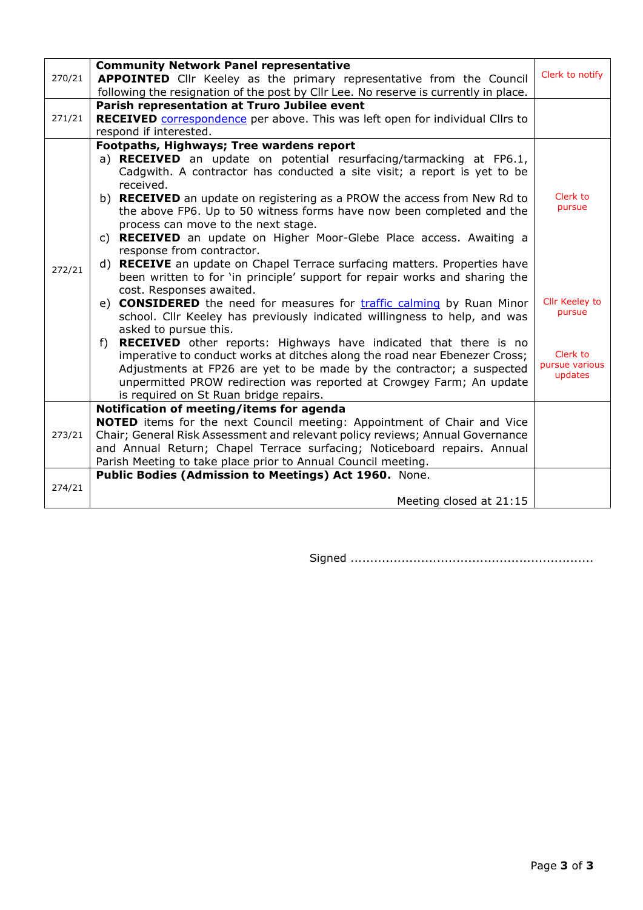| | | |
|---|---|---|
| 270/21 | **Community Network Panel representative**<br>**APPOINTED** Cllr Keeley as the primary representative from the Council following the resignation of the post by Cllr Lee. No reserve is currently in place. | Clerk to notify |
| 271/21 | **Parish representation at Truro Jubilee event**<br>**RECEIVED** correspondence per above. This was left open for individual Cllrs to respond if interested. | |
| 272/21 | **Footpaths, Highways; Tree wardens report**<br>a) **RECEIVED** an update on potential resurfacing/tarmacking at FP6.1, Cadgwith. A contractor has conducted a site visit; a report is yet to be received.<br>b) **RECEIVED** an update on registering as a PROW the access from New Rd to the above FP6. Up to 50 witness forms have now been completed and the process can move to the next stage.<br>c) **RECEIVED** an update on Higher Moor-Glebe Place access. Awaiting a response from contractor.<br>d) **RECEIVE** an update on Chapel Terrace surfacing matters. Properties have been written to for 'in principle' support for repair works and sharing the cost. Responses awaited.<br>e) **CONSIDERED** the need for measures for traffic calming by Ruan Minor school. Cllr Keeley has previously indicated willingness to help, and was asked to pursue this.<br>f) **RECEIVED** other reports: Highways have indicated that there is no imperative to conduct works at ditches along the road near Ebenezer Cross; Adjustments at FP26 are yet to be made by the contractor; a suspected unpermitted PROW redirection was reported at Crowgey Farm; An update is required on St Ruan bridge repairs. | Clerk to pursue<br><br>Cllr Keeley to pursue<br><br>Clerk to pursue various updates |
| 273/21 | **Notification of meeting/items for agenda**<br>**NOTED** items for the next Council meeting: Appointment of Chair and Vice Chair; General Risk Assessment and relevant policy reviews; Annual Governance and Annual Return; Chapel Terrace surfacing; Noticeboard repairs. Annual Parish Meeting to take place prior to Annual Council meeting. | |
| 274/21 | **Public Bodies (Admission to Meetings) Act 1960.** None.<br><br>Meeting closed at 21:15 | |

Signed .............................................................